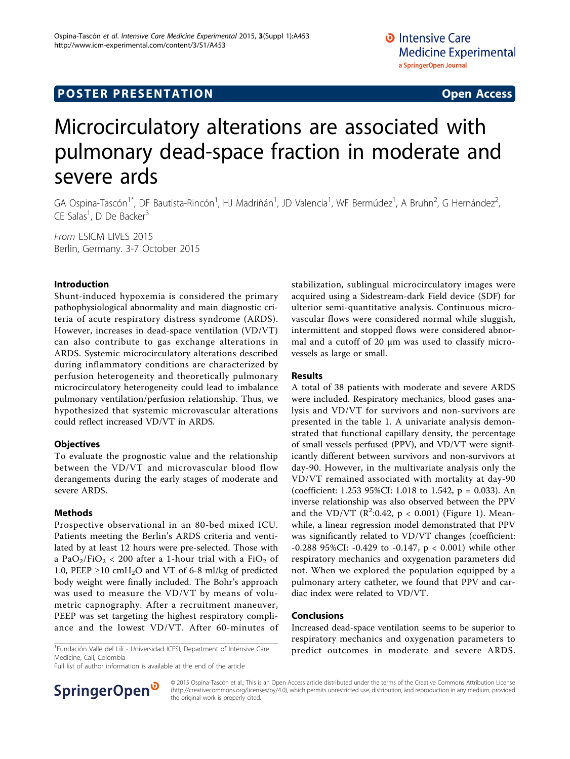POSTER PRESENTATION **Open Access**

# Microcirculatory alterations are associated with pulmonary dead-space fraction in moderate and severe ards

GA Ospina-Tascón[1*], DF Bautista-Rincón[1], HJ Madriñán[1], JD Valencia[1], WF Bermúdez[1], A Bruhn[2], G Hernández[2], CE Salas[1], D De Backer[3]

*From* ESICM LIVES 2015
Berlin, Germany. 3-7 October 2015

## Introduction

Shunt-induced hypoxemia is considered the primary pathophysiological abnormality and main diagnostic criteria of acute respiratory distress syndrome (ARDS). However, increases in dead-space ventilation (VD/VT) can also contribute to gas exchange alterations in ARDS. Systemic microcirculatory alterations described during inflammatory conditions are characterized by perfusion heterogeneity and theoretically pulmonary microcirculatory heterogeneity could lead to imbalance pulmonary ventilation/perfusion relationship. Thus, we hypothesized that systemic microvascular alterations could reflect increased VD/VT in ARDS.

## Objectives

To evaluate the prognostic value and the relationship between the VD/VT and microvascular blood flow derangements during the early stages of moderate and severe ARDS.

## Methods

Prospective observational in an 80-bed mixed ICU. Patients meeting the Berlin's ARDS criteria and ventilated by at least 12 hours were pre-selected. Those with a $PaO_2/FiO_2 < 200$ after a 1-hour trial with a $FiO_2$ of 1.0, PEEP ≥10 $cmH_2O$ and VT of 6-8 ml/kg of predicted body weight were finally included. The Bohr's approach was used to measure the VD/VT by means of volumetric capnography. After a recruitment maneuver, PEEP was set targeting the highest respiratory compliance and the lowest VD/VT. After 60-minutes of stabilization, sublingual microcirculatory images were acquired using a Sidestream-dark Field device (SDF) for ulterior semi-quantitative analysis. Continuous microvascular flows were considered normal while sluggish, intermittent and stopped flows were considered abnormal and a cutoff of 20 μm was used to classify microvessels as large or small.

## Results

A total of 38 patients with moderate and severe ARDS were included. Respiratory mechanics, blood gases analysis and VD/VT for survivors and non-survivors are presented in the table 1. A univariate analysis demonstrated that functional capillary density, the percentage of small vessels perfused (PPV), and VD/VT were significantly different between survivors and non-survivors at day-90. However, in the multivariate analysis only the VD/VT remained associated with mortality at day-90 (coefficient: 1.253 95%CI: 1.018 to 1.542, $p = 0.033$). An inverse relationship was also observed between the PPV and the VD/VT ($R^2$:0.42, $p < 0.001$) (Figure 1). Meanwhile, a linear regression model demonstrated that PPV was significantly related to VD/VT changes (coefficient: -0.288 95%CI: -0.429 to -0.147, $p < 0.001$) while other respiratory mechanics and oxygenation parameters did not. When we explored the population equipped by a pulmonary artery catheter, we found that PPV and cardiac index were related to VD/VT.

## Conclusions

Increased dead-space ventilation seems to be superior to respiratory mechanics and oxygenation parameters to predict outcomes in moderate and severe ARDS.

[1]Fundación Valle del Lili - Universidad ICESI, Department of Intensive Care Medicine, Cali, Colombia
Full list of author information is available at the end of the article

© 2015 Ospina-Tascón et al.; This is an Open Access article distributed under the terms of the Creative Commons Attribution License (http://creativecommons.org/licenses/by/4.0), which permits unrestricted use, distribution, and reproduction in any medium, provided the original work is properly cited.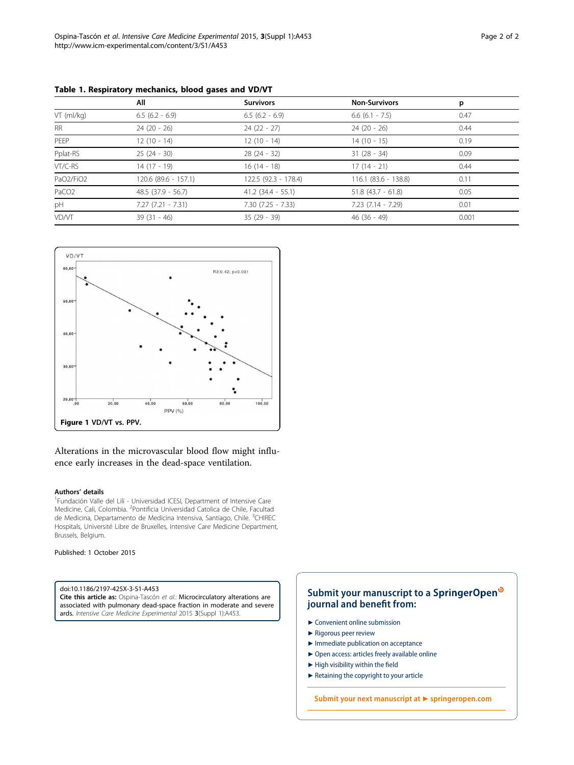**Table 1. Respiratory mechanics, blood gases and VD/VT**

| | All | Survivors | Non-Survivors | p |
|---|---|---|---|---|
| VT (ml/kg) | 6.5 (6.2 - 6.9) | 6.5 (6.2 - 6.9) | 6.6 (6.1 - 7.5) | 0.47 |
| RR | 24 (20 - 26) | 24 (22 - 27) | 24 (20 - 26) | 0.44 |
| PEEP | 12 (10 - 14) | 12 (10 - 14) | 14 (10 - 15) | 0.19 |
| Pplat-RS | 25 (24 - 30) | 28 (24 - 32) | 31 (28 - 34) | 0.09 |
| VT/C-RS | 14 (17 - 19) | 16 (14 - 18) | 17 (14 - 21) | 0.44 |
| PaO2/FiO2 | 120.6 (89.6 - 157.1) | 122.5 (92.3 - 178.4) | 116.1 (83.6 - 138.8) | 0.11 |
| PaCO2 | 48.5 (37.9 - 56.7) | 41.2 (34.4 - 55.1) | 51.8 (43.7 - 61.8) | 0.05 |
| pH | 7.27 (7.21 - 7.31) | 7.30 (7.25 - 7.33) | 7.23 (7.14 - 7.29) | 0.01 |
| VD/VT | 39 (31 - 46) | 35 (29 - 39) | 46 (36 - 49) | 0.001 |

VD/VT
60,00
50,00
40,00
30,00
20,00
R2:0.42; p<0.001
,00
20,00
40,00
60,00
80,00
100,00
PPV (%)

**Figure 1** VD/VT vs. PPV.

Alterations in the microvascular blood flow might influence early increases in the dead-space ventilation.

**Authors' details**

[1]Fundación Valle del Lili - Universidad ICESI, Department of Intensive Care Medicine, Cali, Colombia. [2]Pontificia Universidad Catolica de Chile, Facultad de Medicina, Departamento de Medicina Intensiva, Santiago, Chile. [3]CHIREC Hospitals, Université Libre de Bruxelles, Intensive Care Medicine Department, Brussels, Belgium.

Published: 1 October 2015

doi:10.1186/2197-425X-3-S1-A453
**Cite this article as:** Ospina-Tascón *et al.*: Microcirculatory alterations are associated with pulmonary dead-space fraction in moderate and severe ards. *Intensive Care Medicine Experimental* 2015 **3**(Suppl 1):A453.

**Submit your manuscript to a SpringerOpen journal and benefit from:**

- Convenient online submission
- Rigorous peer review
- Immediate publication on acceptance
- Open access: articles freely available online
- High visibility within the field
- Retaining the copyright to your article

**Submit your next manuscript at ► springeropen.com**